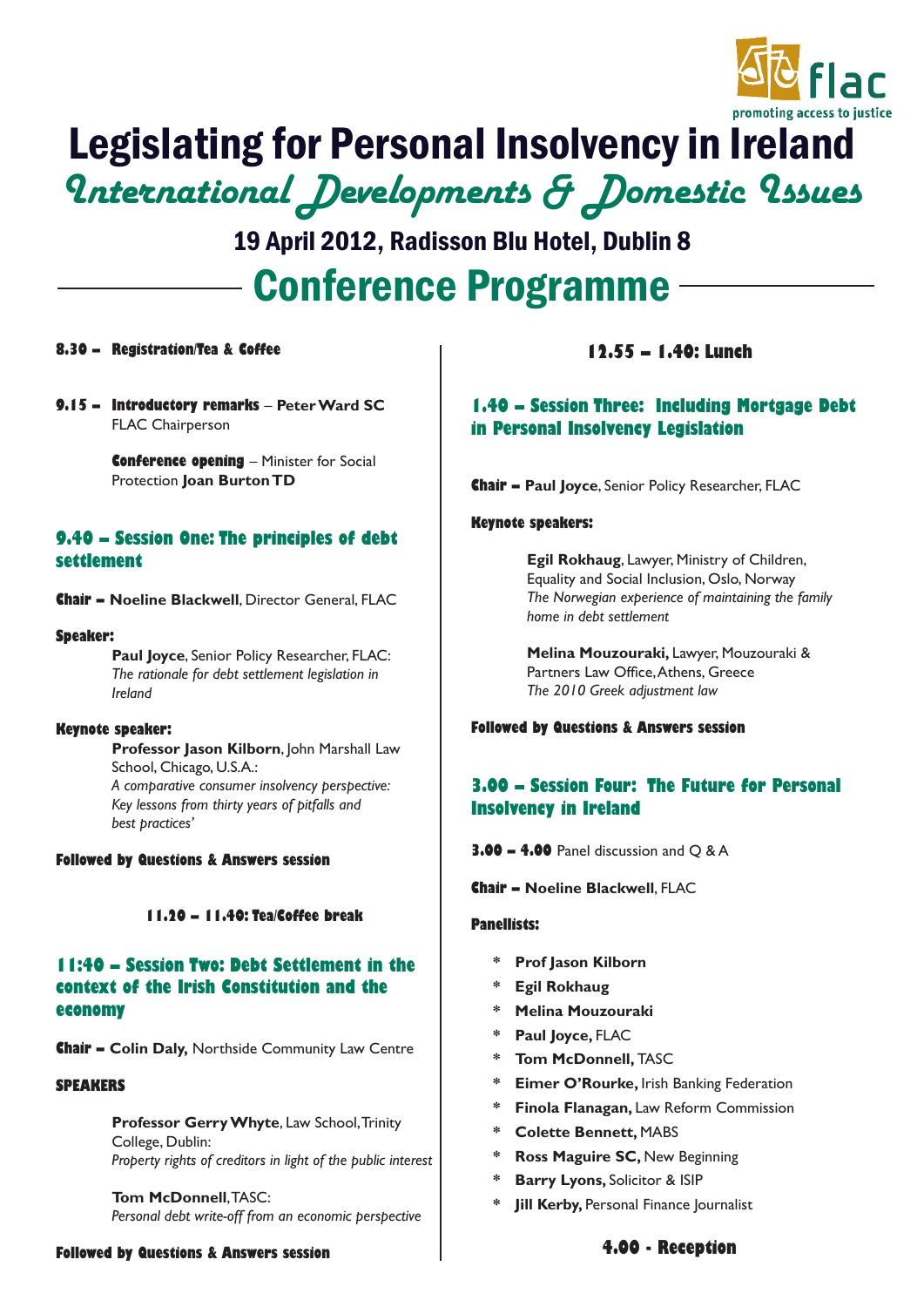flac
promoting access to justice

# Legislating for Personal Insolvency in Ireland

## *International Developments & Domestic Issues*

### 19 April 2012, Radisson Blu Hotel, Dublin 8

## Conference Programme

**8.30 – Registration/Tea & Coffee**

**9.15 – Introductory remarks** – **Peter Ward SC** FLAC Chairperson

**Conference opening** – Minister for Social Protection **Joan Burton TD**

### 9.40 – Session One: The principles of debt settlement

**Chair – Noeline Blackwell**, Director General, FLAC

**Speaker:**

**Paul Joyce**, Senior Policy Researcher, FLAC: *The rationale for debt settlement legislation in Ireland*

**Keynote speaker:**

**Professor Jason Kilborn**, John Marshall Law School, Chicago, U.S.A.: *A comparative consumer insolvency perspective: Key lessons from thirty years of pitfalls and best practices'*

**Followed by Questions & Answers session**

**11.20 – 11.40: Tea/Coffee break**

### 11:40 – Session Two: Debt Settlement in the context of the Irish Constitution and the economy

**Chair – Colin Daly,** Northside Community Law Centre

**SPEAKERS**

**Professor Gerry Whyte**, Law School, Trinity College, Dublin: *Property rights of creditors in light of the public interest*

**Tom McDonnell**, TASC: *Personal debt write-off from an economic perspective*

**Followed by Questions & Answers session**

**12.55 – 1.40: Lunch**

### 1.40 – Session Three: Including Mortgage Debt in Personal Insolvency Legislation

**Chair – Paul Joyce**, Senior Policy Researcher, FLAC

**Keynote speakers:**

**Egil Rokhaug**, Lawyer, Ministry of Children, Equality and Social Inclusion, Oslo, Norway *The Norwegian experience of maintaining the family home in debt settlement*

**Melina Mouzouraki,** Lawyer, Mouzouraki & Partners Law Office, Athens, Greece *The 2010 Greek adjustment law*

**Followed by Questions & Answers session**

### 3.00 – Session Four: The Future for Personal Insolvency in Ireland

**3.00 – 4.00** Panel discussion and Q & A

**Chair – Noeline Blackwell**, FLAC

**Panellists:**

* **Prof Jason Kilborn**
* **Egil Rokhaug**
* **Melina Mouzouraki**
* **Paul Joyce,** FLAC
* **Tom McDonnell,** TASC
* **Eimer O'Rourke,** Irish Banking Federation
* **Finola Flanagan,** Law Reform Commission
* **Colette Bennett,** MABS
* **Ross Maguire SC,** New Beginning
* **Barry Lyons,** Solicitor & ISIP
* **Jill Kerby,** Personal Finance Journalist

**4.00 - Reception**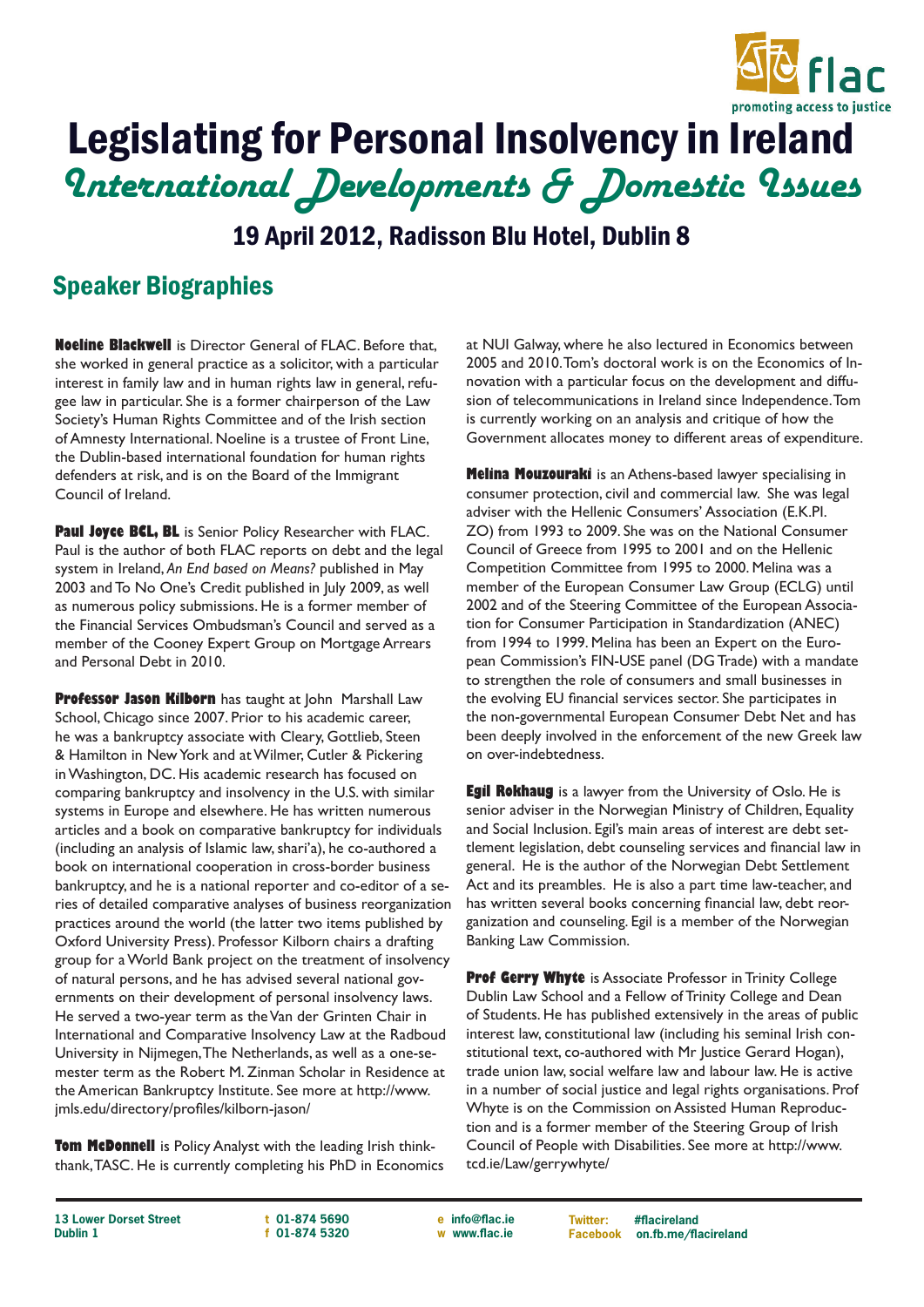# Legislating for Personal Insolvency in Ireland

## International Developments & Domestic Issues

### 19 April 2012, Radisson Blu Hotel, Dublin 8

## Speaker Biographies

**Noeline Blackwell** is Director General of FLAC. Before that, she worked in general practice as a solicitor, with a particular interest in family law and in human rights law in general, refugee law in particular. She is a former chairperson of the Law Society's Human Rights Committee and of the Irish section of Amnesty International. Noeline is a trustee of Front Line, the Dublin-based international foundation for human rights defenders at risk, and is on the Board of the Immigrant Council of Ireland.

**Paul Joyce BCL, BL** is Senior Policy Researcher with FLAC. Paul is the author of both FLAC reports on debt and the legal system in Ireland, *An End based on Means?* published in May 2003 and To No One's Credit published in July 2009, as well as numerous policy submissions. He is a former member of the Financial Services Ombudsman's Council and served as a member of the Cooney Expert Group on Mortgage Arrears and Personal Debt in 2010.

**Professor Jason Kilborn** has taught at John Marshall Law School, Chicago since 2007. Prior to his academic career, he was a bankruptcy associate with Cleary, Gottlieb, Steen & Hamilton in New York and at Wilmer, Cutler & Pickering in Washington, DC. His academic research has focused on comparing bankruptcy and insolvency in the U.S. with similar systems in Europe and elsewhere. He has written numerous articles and a book on comparative bankruptcy for individuals (including an analysis of Islamic law, shari'a), he co-authored a book on international cooperation in cross-border business bankruptcy, and he is a national reporter and co-editor of a series of detailed comparative analyses of business reorganization practices around the world (the latter two items published by Oxford University Press). Professor Kilborn chairs a drafting group for a World Bank project on the treatment of insolvency of natural persons, and he has advised several national governments on their development of personal insolvency laws. He served a two-year term as the Van der Grinten Chair in International and Comparative Insolvency Law at the Radboud University in Nijmegen, The Netherlands, as well as a one-semester term as the Robert M. Zinman Scholar in Residence at the American Bankruptcy Institute. See more at http://www.jmls.edu/directory/profiles/kilborn-jason/

**Tom McDonnell** is Policy Analyst with the leading Irish think-thank, TASC. He is currently completing his PhD in Economics at NUI Galway, where he also lectured in Economics between 2005 and 2010. Tom's doctoral work is on the Economics of Innovation with a particular focus on the development and diffusion of telecommunications in Ireland since Independence. Tom is currently working on an analysis and critique of how the Government allocates money to different areas of expenditure.

**Melina Mouzouraki** is an Athens-based lawyer specialising in consumer protection, civil and commercial law. She was legal adviser with the Hellenic Consumers' Association (E.K.Pl. ZO) from 1993 to 2009. She was on the National Consumer Council of Greece from 1995 to 2001 and on the Hellenic Competition Committee from 1995 to 2000. Melina was a member of the European Consumer Law Group (ECLG) until 2002 and of the Steering Committee of the European Association for Consumer Participation in Standardization (ANEC) from 1994 to 1999. Melina has been an Expert on the European Commission's FIN-USE panel (DG Trade) with a mandate to strengthen the role of consumers and small businesses in the evolving EU financial services sector. She participates in the non-governmental European Consumer Debt Net and has been deeply involved in the enforcement of the new Greek law on over-indebtedness.

**Egil Rokhaug** is a lawyer from the University of Oslo. He is senior adviser in the Norwegian Ministry of Children, Equality and Social Inclusion. Egil's main areas of interest are debt settlement legislation, debt counseling services and financial law in general. He is the author of the Norwegian Debt Settlement Act and its preambles. He is also a part time law-teacher, and has written several books concerning financial law, debt reorganization and counseling. Egil is a member of the Norwegian Banking Law Commission.

**Prof Gerry Whyte** is Associate Professor in Trinity College Dublin Law School and a Fellow of Trinity College and Dean of Students. He has published extensively in the areas of public interest law, constitutional law (including his seminal Irish constitutional text, co-authored with Mr Justice Gerard Hogan), trade union law, social welfare law and labour law. He is active in a number of social justice and legal rights organisations. Prof Whyte is on the Commission on Assisted Human Reproduction and is a former member of the Steering Group of Irish Council of People with Disabilities. See more at http://www.tcd.ie/Law/gerrywhyte/

13 Lower Dorset Street
Dublin 1

t 01-874 5690
f 01-874 5320

e info@flac.ie
w www.flac.ie

Twitter: #flacireland
Facebook on.fb.me/flacireland